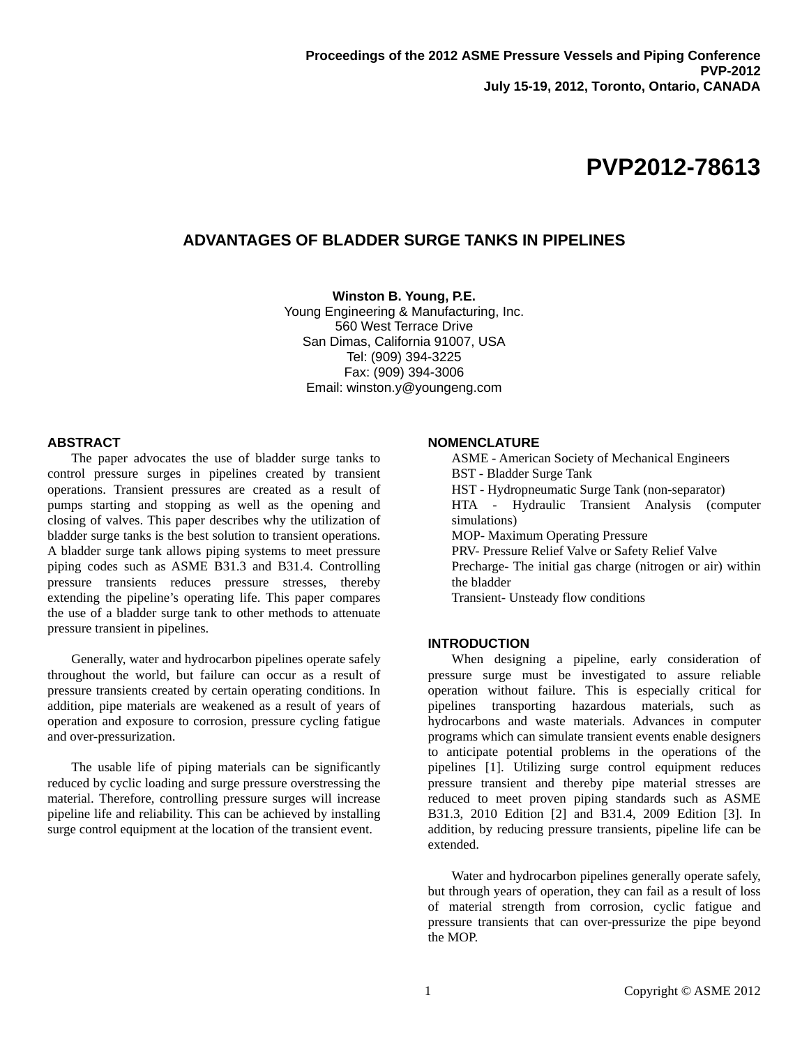Proceedings of the 2012 ASME Pressure Vessels and Piping Conference
PVP-2012
July 15-19, 2012, Toronto, Ontario, CANADA

# PVP2012-78613

## ADVANTAGES OF BLADDER SURGE TANKS IN PIPELINES

**Winston B. Young, P.E.**
Young Engineering & Manufacturing, Inc.
560 West Terrace Drive
San Dimas, California 91007, USA
Tel: (909) 394-3225
Fax: (909) 394-3006
Email: winston.y@youngeng.com

## ABSTRACT

The paper advocates the use of bladder surge tanks to control pressure surges in pipelines created by transient operations. Transient pressures are created as a result of pumps starting and stopping as well as the opening and closing of valves. This paper describes why the utilization of bladder surge tanks is the best solution to transient operations. A bladder surge tank allows piping systems to meet pressure piping codes such as ASME B31.3 and B31.4. Controlling pressure transients reduces pressure stresses, thereby extending the pipeline's operating life. This paper compares the use of a bladder surge tank to other methods to attenuate pressure transient in pipelines.

Generally, water and hydrocarbon pipelines operate safely throughout the world, but failure can occur as a result of pressure transients created by certain operating conditions. In addition, pipe materials are weakened as a result of years of operation and exposure to corrosion, pressure cycling fatigue and over-pressurization.

The usable life of piping materials can be significantly reduced by cyclic loading and surge pressure overstressing the material. Therefore, controlling pressure surges will increase pipeline life and reliability. This can be achieved by installing surge control equipment at the location of the transient event.

## NOMENCLATURE

ASME - American Society of Mechanical Engineers
BST - Bladder Surge Tank
HST - Hydropneumatic Surge Tank (non-separator)
HTA - Hydraulic Transient Analysis (computer simulations)
MOP- Maximum Operating Pressure
PRV- Pressure Relief Valve or Safety Relief Valve
Precharge- The initial gas charge (nitrogen or air) within the bladder
Transient- Unsteady flow conditions

## INTRODUCTION

When designing a pipeline, early consideration of pressure surge must be investigated to assure reliable operation without failure. This is especially critical for pipelines transporting hazardous materials, such as hydrocarbons and waste materials. Advances in computer programs which can simulate transient events enable designers to anticipate potential problems in the operations of the pipelines [1]. Utilizing surge control equipment reduces pressure transient and thereby pipe material stresses are reduced to meet proven piping standards such as ASME B31.3, 2010 Edition [2] and B31.4, 2009 Edition [3]. In addition, by reducing pressure transients, pipeline life can be extended.

Water and hydrocarbon pipelines generally operate safely, but through years of operation, they can fail as a result of loss of material strength from corrosion, cyclic fatigue and pressure transients that can over-pressurize the pipe beyond the MOP.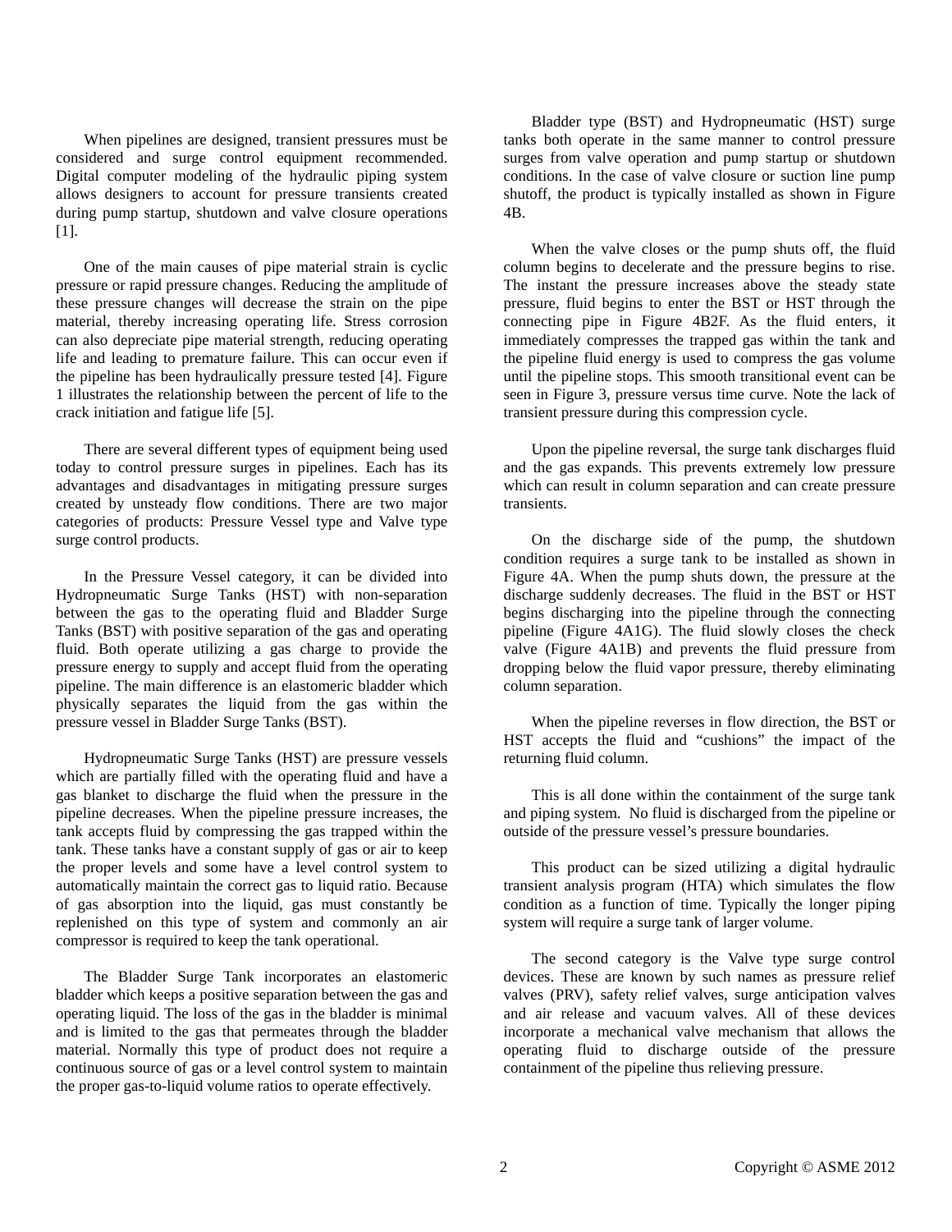When pipelines are designed, transient pressures must be considered and surge control equipment recommended. Digital computer modeling of the hydraulic piping system allows designers to account for pressure transients created during pump startup, shutdown and valve closure operations [1].

One of the main causes of pipe material strain is cyclic pressure or rapid pressure changes. Reducing the amplitude of these pressure changes will decrease the strain on the pipe material, thereby increasing operating life. Stress corrosion can also depreciate pipe material strength, reducing operating life and leading to premature failure. This can occur even if the pipeline has been hydraulically pressure tested [4]. Figure 1 illustrates the relationship between the percent of life to the crack initiation and fatigue life [5].

There are several different types of equipment being used today to control pressure surges in pipelines. Each has its advantages and disadvantages in mitigating pressure surges created by unsteady flow conditions. There are two major categories of products: Pressure Vessel type and Valve type surge control products.

In the Pressure Vessel category, it can be divided into Hydropneumatic Surge Tanks (HST) with non-separation between the gas to the operating fluid and Bladder Surge Tanks (BST) with positive separation of the gas and operating fluid. Both operate utilizing a gas charge to provide the pressure energy to supply and accept fluid from the operating pipeline. The main difference is an elastomeric bladder which physically separates the liquid from the gas within the pressure vessel in Bladder Surge Tanks (BST).

Hydropneumatic Surge Tanks (HST) are pressure vessels which are partially filled with the operating fluid and have a gas blanket to discharge the fluid when the pressure in the pipeline decreases. When the pipeline pressure increases, the tank accepts fluid by compressing the gas trapped within the tank. These tanks have a constant supply of gas or air to keep the proper levels and some have a level control system to automatically maintain the correct gas to liquid ratio. Because of gas absorption into the liquid, gas must constantly be replenished on this type of system and commonly an air compressor is required to keep the tank operational.

The Bladder Surge Tank incorporates an elastomeric bladder which keeps a positive separation between the gas and operating liquid. The loss of the gas in the bladder is minimal and is limited to the gas that permeates through the bladder material. Normally this type of product does not require a continuous source of gas or a level control system to maintain the proper gas-to-liquid volume ratios to operate effectively.

Bladder type (BST) and Hydropneumatic (HST) surge tanks both operate in the same manner to control pressure surges from valve operation and pump startup or shutdown conditions. In the case of valve closure or suction line pump shutoff, the product is typically installed as shown in Figure 4B.

When the valve closes or the pump shuts off, the fluid column begins to decelerate and the pressure begins to rise. The instant the pressure increases above the steady state pressure, fluid begins to enter the BST or HST through the connecting pipe in Figure 4B2F. As the fluid enters, it immediately compresses the trapped gas within the tank and the pipeline fluid energy is used to compress the gas volume until the pipeline stops. This smooth transitional event can be seen in Figure 3, pressure versus time curve. Note the lack of transient pressure during this compression cycle.

Upon the pipeline reversal, the surge tank discharges fluid and the gas expands. This prevents extremely low pressure which can result in column separation and can create pressure transients.

On the discharge side of the pump, the shutdown condition requires a surge tank to be installed as shown in Figure 4A. When the pump shuts down, the pressure at the discharge suddenly decreases. The fluid in the BST or HST begins discharging into the pipeline through the connecting pipeline (Figure 4A1G). The fluid slowly closes the check valve (Figure 4A1B) and prevents the fluid pressure from dropping below the fluid vapor pressure, thereby eliminating column separation.

When the pipeline reverses in flow direction, the BST or HST accepts the fluid and "cushions" the impact of the returning fluid column.

This is all done within the containment of the surge tank and piping system. No fluid is discharged from the pipeline or outside of the pressure vessel's pressure boundaries.

This product can be sized utilizing a digital hydraulic transient analysis program (HTA) which simulates the flow condition as a function of time. Typically the longer piping system will require a surge tank of larger volume.

The second category is the Valve type surge control devices. These are known by such names as pressure relief valves (PRV), safety relief valves, surge anticipation valves and air release and vacuum valves. All of these devices incorporate a mechanical valve mechanism that allows the operating fluid to discharge outside of the pressure containment of the pipeline thus relieving pressure.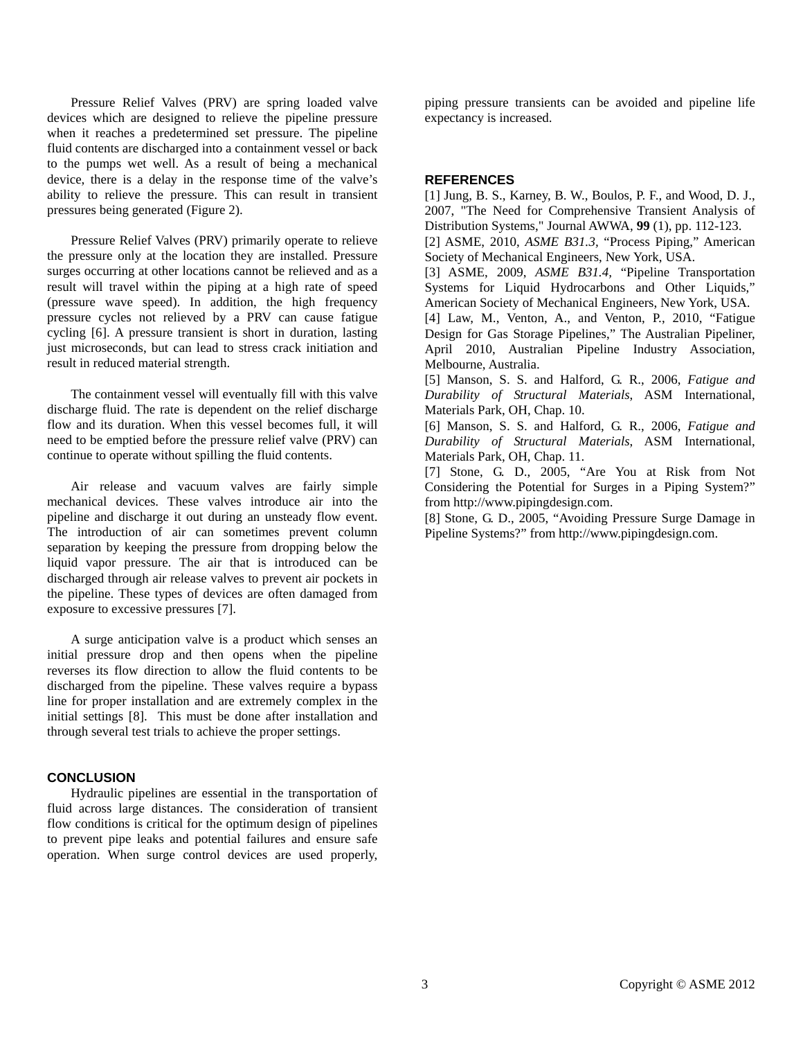Pressure Relief Valves (PRV) are spring loaded valve devices which are designed to relieve the pipeline pressure when it reaches a predetermined set pressure. The pipeline fluid contents are discharged into a containment vessel or back to the pumps wet well. As a result of being a mechanical device, there is a delay in the response time of the valve's ability to relieve the pressure. This can result in transient pressures being generated (Figure 2).

Pressure Relief Valves (PRV) primarily operate to relieve the pressure only at the location they are installed. Pressure surges occurring at other locations cannot be relieved and as a result will travel within the piping at a high rate of speed (pressure wave speed). In addition, the high frequency pressure cycles not relieved by a PRV can cause fatigue cycling [6]. A pressure transient is short in duration, lasting just microseconds, but can lead to stress crack initiation and result in reduced material strength.

The containment vessel will eventually fill with this valve discharge fluid. The rate is dependent on the relief discharge flow and its duration. When this vessel becomes full, it will need to be emptied before the pressure relief valve (PRV) can continue to operate without spilling the fluid contents.

Air release and vacuum valves are fairly simple mechanical devices. These valves introduce air into the pipeline and discharge it out during an unsteady flow event. The introduction of air can sometimes prevent column separation by keeping the pressure from dropping below the liquid vapor pressure. The air that is introduced can be discharged through air release valves to prevent air pockets in the pipeline. These types of devices are often damaged from exposure to excessive pressures [7].

A surge anticipation valve is a product which senses an initial pressure drop and then opens when the pipeline reverses its flow direction to allow the fluid contents to be discharged from the pipeline. These valves require a bypass line for proper installation and are extremely complex in the initial settings [8]. This must be done after installation and through several test trials to achieve the proper settings.

## CONCLUSION

Hydraulic pipelines are essential in the transportation of fluid across large distances. The consideration of transient flow conditions is critical for the optimum design of pipelines to prevent pipe leaks and potential failures and ensure safe operation. When surge control devices are used properly, piping pressure transients can be avoided and pipeline life expectancy is increased.

## REFERENCES

[1] Jung, B. S., Karney, B. W., Boulos, P. F., and Wood, D. J., 2007, "The Need for Comprehensive Transient Analysis of Distribution Systems," Journal AWWA, **99** (1), pp. 112-123.

[2] ASME, 2010, *ASME B31.3*, "Process Piping," American Society of Mechanical Engineers, New York, USA.

[3] ASME, 2009, *ASME B31.4*, "Pipeline Transportation Systems for Liquid Hydrocarbons and Other Liquids," American Society of Mechanical Engineers, New York, USA.

[4] Law, M., Venton, A., and Venton, P., 2010, "Fatigue Design for Gas Storage Pipelines," The Australian Pipeliner, April 2010, Australian Pipeline Industry Association, Melbourne, Australia.

[5] Manson, S. S. and Halford, G. R., 2006, *Fatigue and Durability of Structural Materials*, ASM International, Materials Park, OH, Chap. 10.

[6] Manson, S. S. and Halford, G. R., 2006, *Fatigue and Durability of Structural Materials*, ASM International, Materials Park, OH, Chap. 11.

[7] Stone, G. D., 2005, "Are You at Risk from Not Considering the Potential for Surges in a Piping System?" from http://www.pipingdesign.com.

[8] Stone, G. D., 2005, "Avoiding Pressure Surge Damage in Pipeline Systems?" from http://www.pipingdesign.com.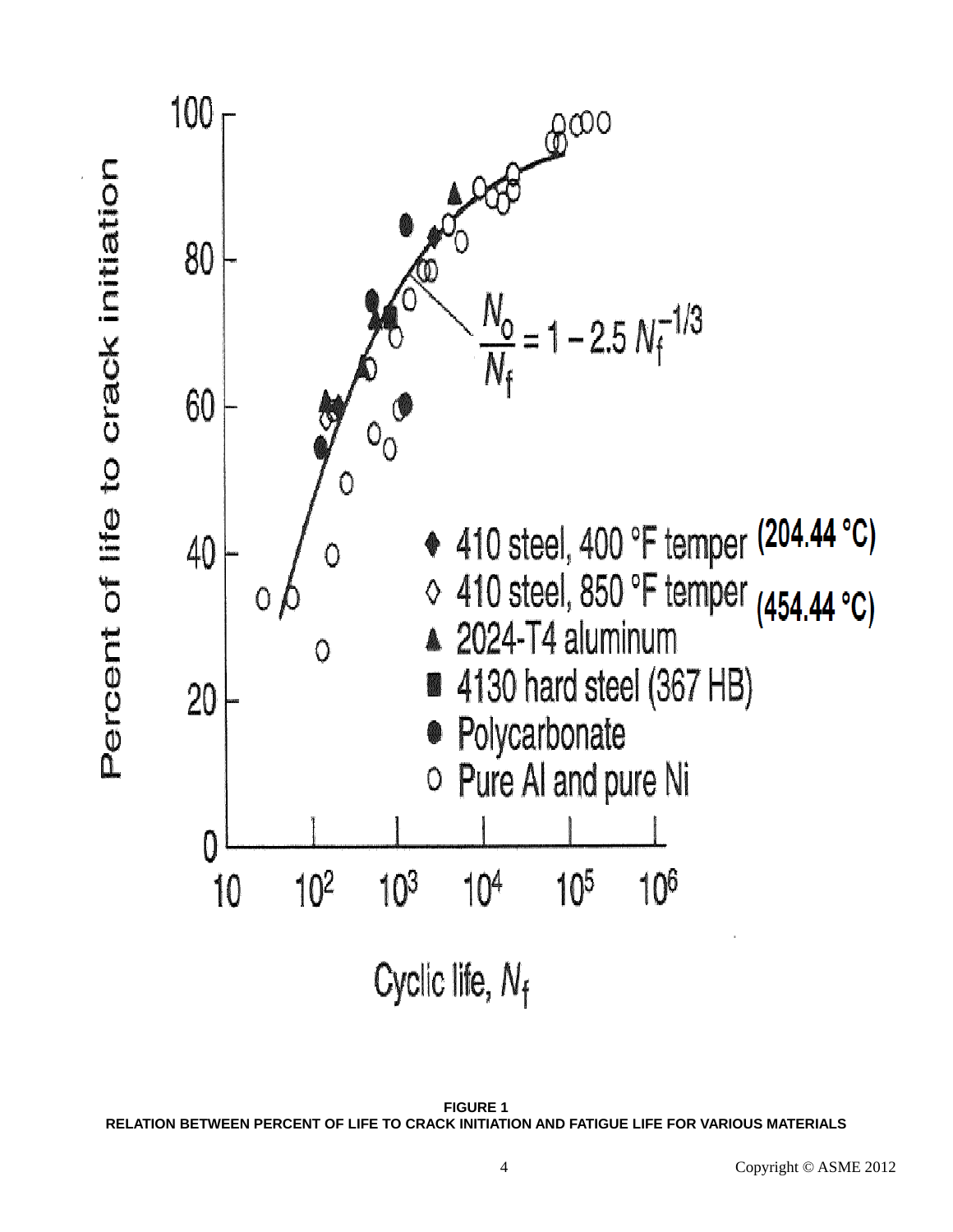FIGURE 1
RELATION BETWEEN PERCENT OF LIFE TO CRACK INITIATION AND FATIGUE LIFE FOR VARIOUS MATERIALS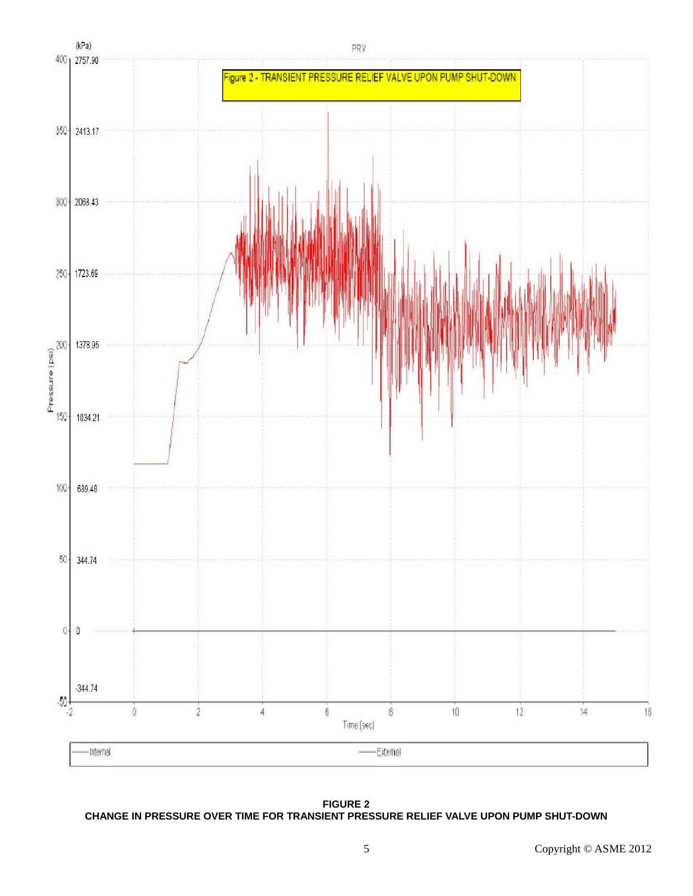**FIGURE 2**
**CHANGE IN PRESSURE OVER TIME FOR TRANSIENT PRESSURE RELIEF VALVE UPON PUMP SHUT-DOWN**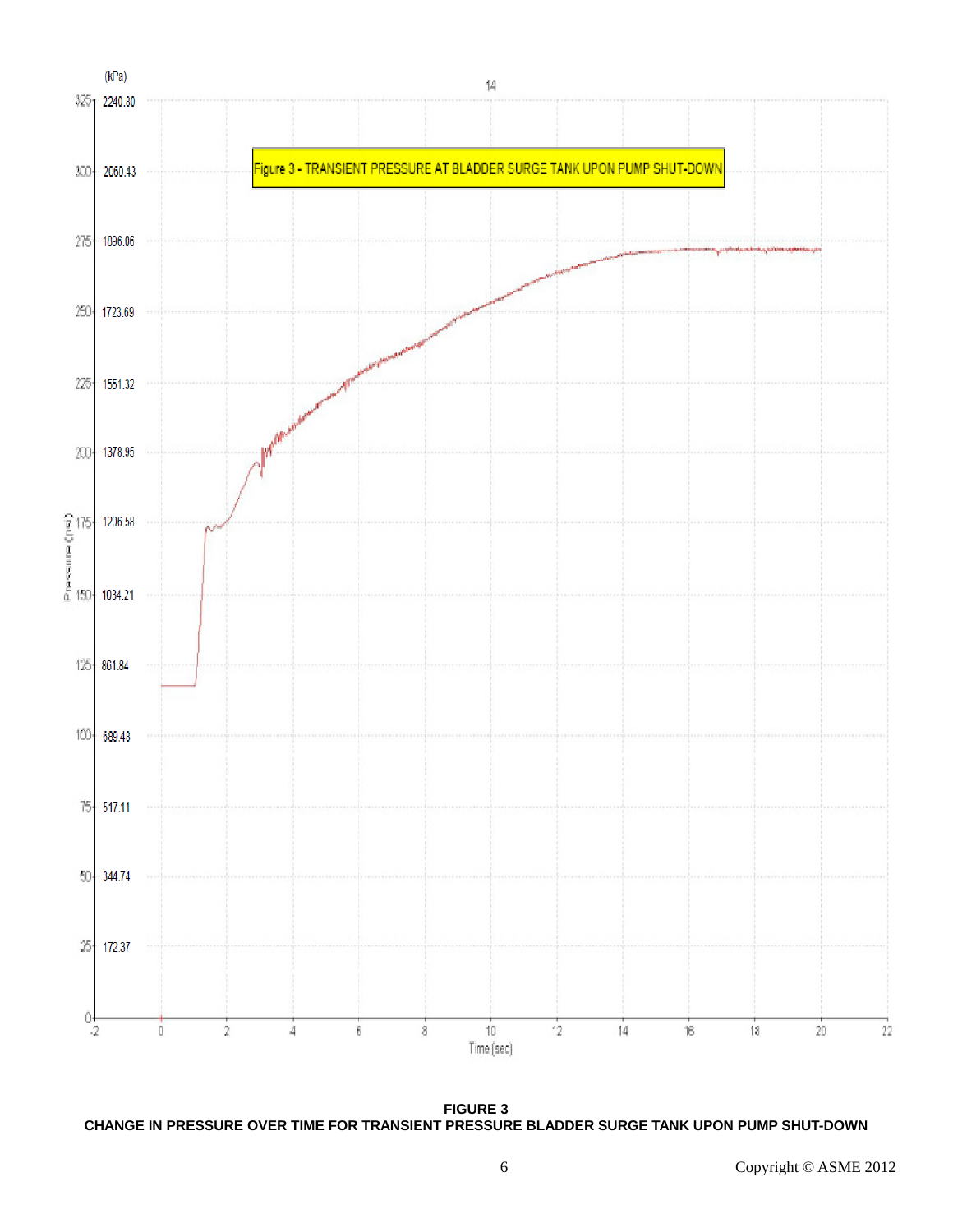**FIGURE 3**
**CHANGE IN PRESSURE OVER TIME FOR TRANSIENT PRESSURE BLADDER SURGE TANK UPON PUMP SHUT-DOWN**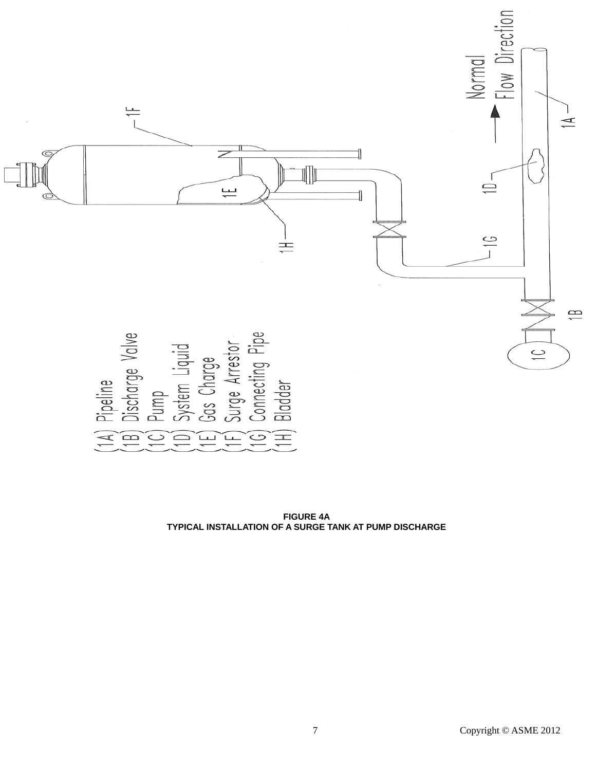(1A) Pipeline
(1B) Discharge Valve
(1C) Pump
(1D) System Liquid
(1E) Gas Charge
(1F) Surge Arrestor
(1G) Connecting Pipe
(1H) Bladder

Normal Flow Direction

**FIGURE 4A**
**TYPICAL INSTALLATION OF A SURGE TANK AT PUMP DISCHARGE**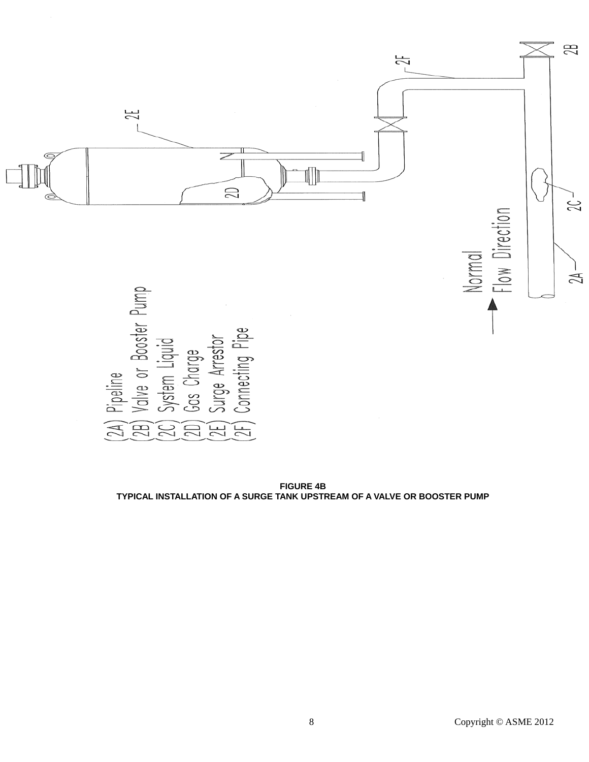(2A) Pipeline
(2B) Valve or Booster Pump
(2C) System Liquid
(2D) Gas Charge
(2E) Surge Arrestor
(2F) Connecting Pipe

Normal
Flow Direction

2A
2B
2C
2D
2E
2F

**FIGURE 4B**
**TYPICAL INSTALLATION OF A SURGE TANK UPSTREAM OF A VALVE OR BOOSTER PUMP**

Copyright © ASME 2012